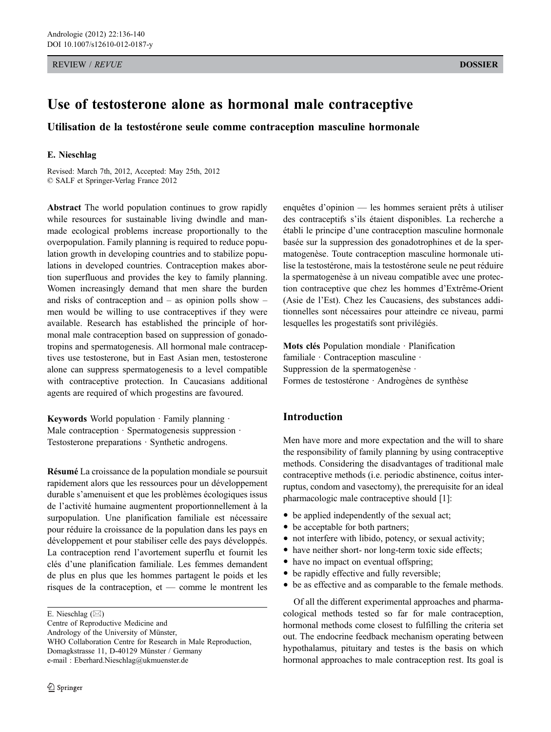REVIEW / *REVUE* **DOSSIER**

# Use of testosterone alone as hormonal male contraceptive

## Utilisation de la testostérone seule comme contraception masculine hormonale

**E. Nieschlag**

Revised: March 7th, 2012, Accepted: May 25th, 2012
© SALF et Springer-Verlag France 2012

**Abstract** The world population continues to grow rapidly while resources for sustainable living dwindle and man-made ecological problems increase proportionally to the overpopulation. Family planning is required to reduce population growth in developing countries and to stabilize populations in developed countries. Contraception makes abortion superfluous and provides the key to family planning. Women increasingly demand that men share the burden and risks of contraception and – as opinion polls show – men would be willing to use contraceptives if they were available. Research has established the principle of hormonal male contraception based on suppression of gonadotropins and spermatogenesis. All hormonal male contraceptives use testosterone, but in East Asian men, testosterone alone can suppress spermatogenesis to a level compatible with contraceptive protection. In Caucasians additional agents are required of which progestins are favoured.

**Keywords** World population · Family planning · Male contraception · Spermatogenesis suppression · Testosterone preparations · Synthetic androgens.

**Résumé** La croissance de la population mondiale se poursuit rapidement alors que les ressources pour un développement durable s'amenuisent et que les problèmes écologiques issus de l'activité humaine augmentent proportionnellement à la surpopulation. Une planification familiale est nécessaire pour réduire la croissance de la population dans les pays en développement et pour stabiliser celle des pays développés. La contraception rend l'avortement superflu et fournit les clés d'une planification familiale. Les femmes demandent de plus en plus que les hommes partagent le poids et les risques de la contraception, et — comme le montrent les enquêtes d'opinion — les hommes seraient prêts à utiliser des contraceptifs s'ils étaient disponibles. La recherche a établi le principe d'une contraception masculine hormonale basée sur la suppression des gonadotrophines et de la spermatogenèse. Toute contraception masculine hormonale utilise la testostérone, mais la testostérone seule ne peut réduire la spermatogenèse à un niveau compatible avec une protection contraceptive que chez les hommes d'Extrême-Orient (Asie de l'Est). Chez les Caucasiens, des substances additionnelles sont nécessaires pour atteindre ce niveau, parmi lesquelles les progestatifs sont privilégiés.

**Mots clés** Population mondiale · Planification familiale · Contraception masculine · Suppression de la spermatogenèse · Formes de testostérone · Androgènes de synthèse

E. Nieschlag (✉)
Centre of Reproductive Medicine and Andrology of the University of Münster,
WHO Collaboration Centre for Research in Male Reproduction,
Domagkstrasse 11, D-40129 Münster / Germany
e-mail : Eberhard.Nieschlag@ukmuenster.de

## Introduction

Men have more and more expectation and the will to share the responsibility of family planning by using contraceptive methods. Considering the disadvantages of traditional male contraceptive methods (i.e. periodic abstinence, coitus interruptus, condom and vasectomy), the prerequisite for an ideal pharmacologic male contraceptive should [1]:

- be applied independently of the sexual act;
- be acceptable for both partners;
- not interfere with libido, potency, or sexual activity;
- have neither short- nor long-term toxic side effects;
- have no impact on eventual offspring;
- be rapidly effective and fully reversible;
- be as effective and as comparable to the female methods.

Of all the different experimental approaches and pharmacological methods tested so far for male contraception, hormonal methods come closest to fulfilling the criteria set out. The endocrine feedback mechanism operating between hypothalamus, pituitary and testes is the basis on which hormonal approaches to male contraception rest. Its goal is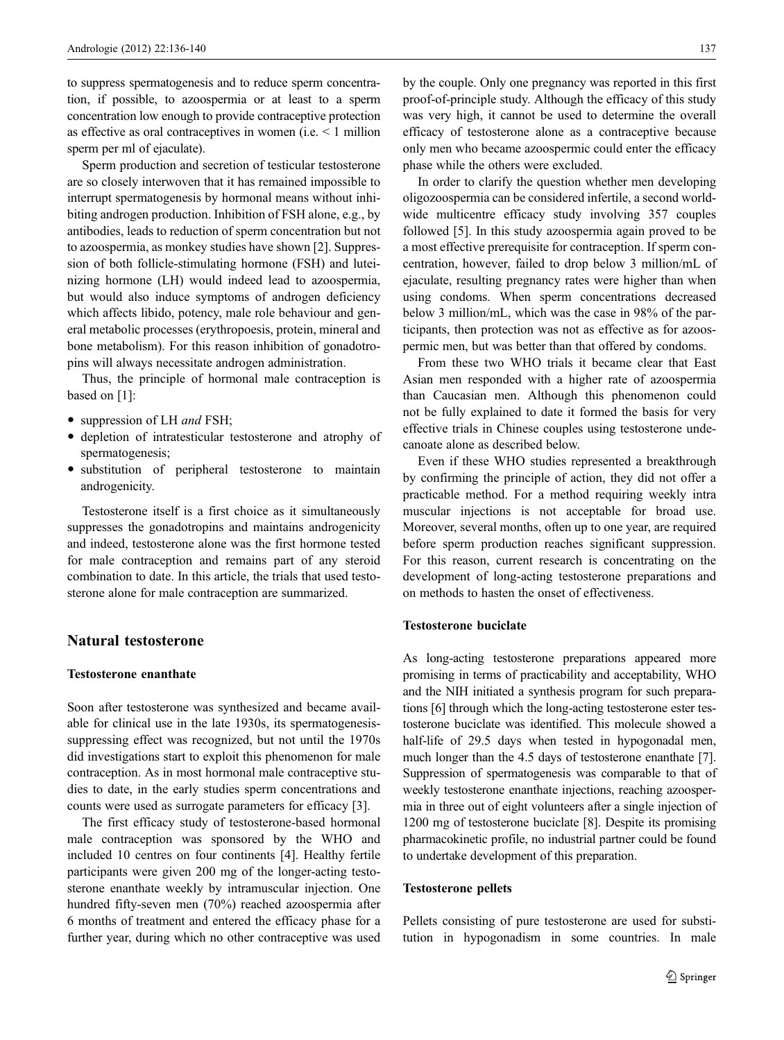to suppress spermatogenesis and to reduce sperm concentration, if possible, to azoospermia or at least to a sperm concentration low enough to provide contraceptive protection as effective as oral contraceptives in women (i.e. < 1 million sperm per ml of ejaculate).

Sperm production and secretion of testicular testosterone are so closely interwoven that it has remained impossible to interrupt spermatogenesis by hormonal means without inhibiting androgen production. Inhibition of FSH alone, e.g., by antibodies, leads to reduction of sperm concentration but not to azoospermia, as monkey studies have shown [2]. Suppression of both follicle-stimulating hormone (FSH) and luteinizing hormone (LH) would indeed lead to azoospermia, but would also induce symptoms of androgen deficiency which affects libido, potency, male role behaviour and general metabolic processes (erythropoesis, protein, mineral and bone metabolism). For this reason inhibition of gonadotropins will always necessitate androgen administration.

Thus, the principle of hormonal male contraception is based on [1]:

- suppression of LH *and* FSH;
- depletion of intratesticular testosterone and atrophy of spermatogenesis;
- substitution of peripheral testosterone to maintain androgenicity.

Testosterone itself is a first choice as it simultaneously suppresses the gonadotropins and maintains androgenicity and indeed, testosterone alone was the first hormone tested for male contraception and remains part of any steroid combination to date. In this article, the trials that used testosterone alone for male contraception are summarized.

## Natural testosterone

### Testosterone enanthate

Soon after testosterone was synthesized and became available for clinical use in the late 1930s, its spermatogenesis-suppressing effect was recognized, but not until the 1970s did investigations start to exploit this phenomenon for male contraception. As in most hormonal male contraceptive studies to date, in the early studies sperm concentrations and counts were used as surrogate parameters for efficacy [3].

The first efficacy study of testosterone-based hormonal male contraception was sponsored by the WHO and included 10 centres on four continents [4]. Healthy fertile participants were given 200 mg of the longer-acting testosterone enanthate weekly by intramuscular injection. One hundred fifty-seven men (70%) reached azoospermia after 6 months of treatment and entered the efficacy phase for a further year, during which no other contraceptive was used by the couple. Only one pregnancy was reported in this first proof-of-principle study. Although the efficacy of this study was very high, it cannot be used to determine the overall efficacy of testosterone alone as a contraceptive because only men who became azoospermic could enter the efficacy phase while the others were excluded.

In order to clarify the question whether men developing oligozoospermia can be considered infertile, a second worldwide multicentre efficacy study involving 357 couples followed [5]. In this study azoospermia again proved to be a most effective prerequisite for contraception. If sperm concentration, however, failed to drop below 3 million/mL of ejaculate, resulting pregnancy rates were higher than when using condoms. When sperm concentrations decreased below 3 million/mL, which was the case in 98% of the participants, then protection was not as effective as for azoospermic men, but was better than that offered by condoms.

From these two WHO trials it became clear that East Asian men responded with a higher rate of azoospermia than Caucasian men. Although this phenomenon could not be fully explained to date it formed the basis for very effective trials in Chinese couples using testosterone undecanoate alone as described below.

Even if these WHO studies represented a breakthrough by confirming the principle of action, they did not offer a practicable method. For a method requiring weekly intra muscular injections is not acceptable for broad use. Moreover, several months, often up to one year, are required before sperm production reaches significant suppression. For this reason, current research is concentrating on the development of long-acting testosterone preparations and on methods to hasten the onset of effectiveness.

### Testosterone buciclate

As long-acting testosterone preparations appeared more promising in terms of practicability and acceptability, WHO and the NIH initiated a synthesis program for such preparations [6] through which the long-acting testosterone ester testosterone buciclate was identified. This molecule showed a half-life of 29.5 days when tested in hypogonadal men, much longer than the 4.5 days of testosterone enanthate [7]. Suppression of spermatogenesis was comparable to that of weekly testosterone enanthate injections, reaching azoospermia in three out of eight volunteers after a single injection of 1200 mg of testosterone buciclate [8]. Despite its promising pharmacokinetic profile, no industrial partner could be found to undertake development of this preparation.

### Testosterone pellets

Pellets consisting of pure testosterone are used for substitution in hypogonadism in some countries. In male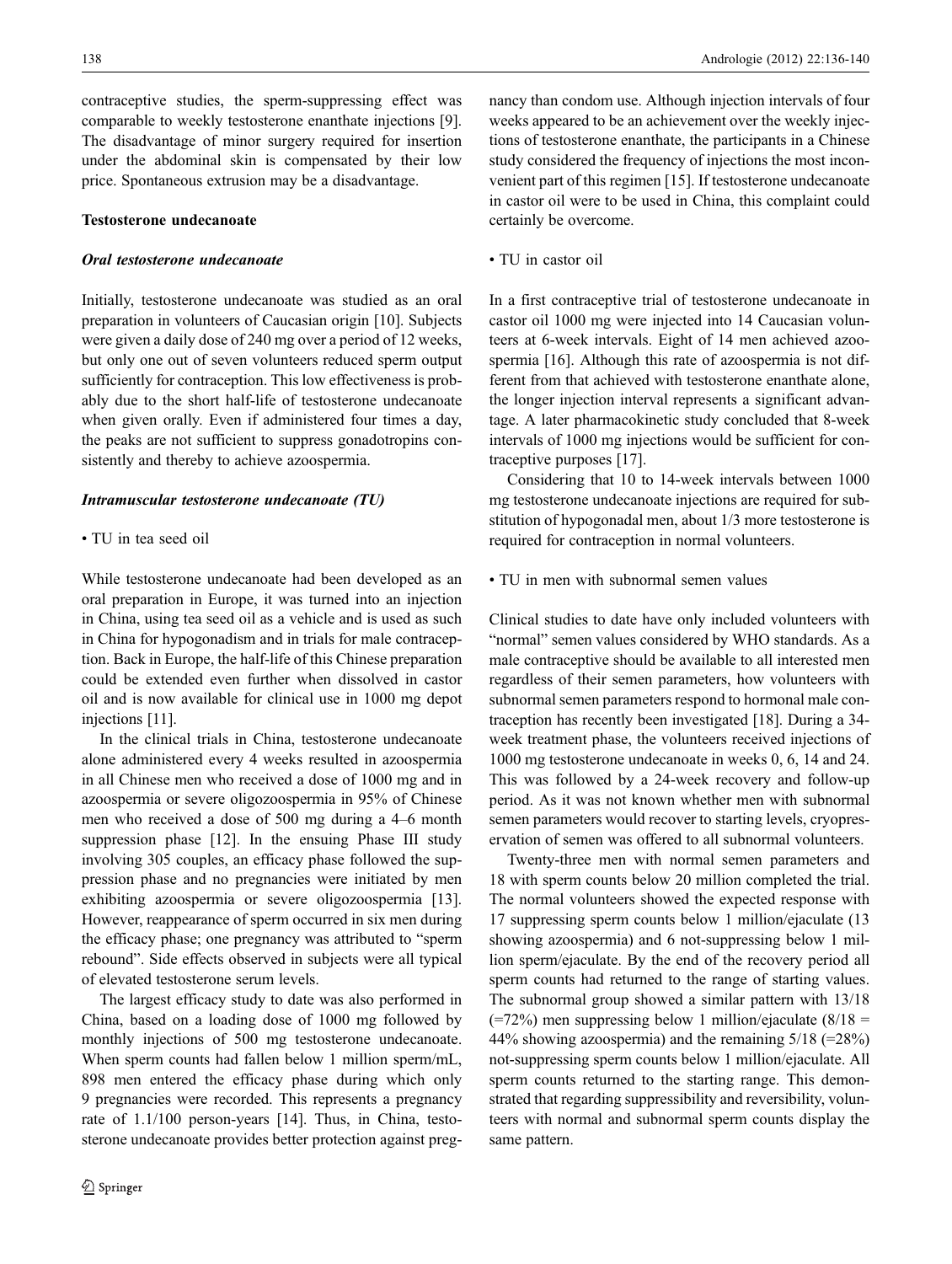contraceptive studies, the sperm-suppressing effect was comparable to weekly testosterone enanthate injections [9]. The disadvantage of minor surgery required for insertion under the abdominal skin is compensated by their low price. Spontaneous extrusion may be a disadvantage.

### Testosterone undecanoate

#### *Oral testosterone undecanoate*

Initially, testosterone undecanoate was studied as an oral preparation in volunteers of Caucasian origin [10]. Subjects were given a daily dose of 240 mg over a period of 12 weeks, but only one out of seven volunteers reduced sperm output sufficiently for contraception. This low effectiveness is probably due to the short half-life of testosterone undecanoate when given orally. Even if administered four times a day, the peaks are not sufficient to suppress gonadotropins consistently and thereby to achieve azoospermia.

#### *Intramuscular testosterone undecanoate (TU)*

• TU in tea seed oil

While testosterone undecanoate had been developed as an oral preparation in Europe, it was turned into an injection in China, using tea seed oil as a vehicle and is used as such in China for hypogonadism and in trials for male contraception. Back in Europe, the half-life of this Chinese preparation could be extended even further when dissolved in castor oil and is now available for clinical use in 1000 mg depot injections [11].

In the clinical trials in China, testosterone undecanoate alone administered every 4 weeks resulted in azoospermia in all Chinese men who received a dose of 1000 mg and in azoospermia or severe oligozoospermia in 95% of Chinese men who received a dose of 500 mg during a 4–6 month suppression phase [12]. In the ensuing Phase III study involving 305 couples, an efficacy phase followed the suppression phase and no pregnancies were initiated by men exhibiting azoospermia or severe oligozoospermia [13]. However, reappearance of sperm occurred in six men during the efficacy phase; one pregnancy was attributed to "sperm rebound". Side effects observed in subjects were all typical of elevated testosterone serum levels.

The largest efficacy study to date was also performed in China, based on a loading dose of 1000 mg followed by monthly injections of 500 mg testosterone undecanoate. When sperm counts had fallen below 1 million sperm/mL, 898 men entered the efficacy phase during which only 9 pregnancies were recorded. This represents a pregnancy rate of 1.1/100 person-years [14]. Thus, in China, testosterone undecanoate provides better protection against pregnancy than condom use. Although injection intervals of four weeks appeared to be an achievement over the weekly injections of testosterone enanthate, the participants in a Chinese study considered the frequency of injections the most inconvenient part of this regimen [15]. If testosterone undecanoate in castor oil were to be used in China, this complaint could certainly be overcome.

• TU in castor oil

In a first contraceptive trial of testosterone undecanoate in castor oil 1000 mg were injected into 14 Caucasian volunteers at 6-week intervals. Eight of 14 men achieved azoospermia [16]. Although this rate of azoospermia is not different from that achieved with testosterone enanthate alone, the longer injection interval represents a significant advantage. A later pharmacokinetic study concluded that 8-week intervals of 1000 mg injections would be sufficient for contraceptive purposes [17].

Considering that 10 to 14-week intervals between 1000 mg testosterone undecanoate injections are required for substitution of hypogonadal men, about 1/3 more testosterone is required for contraception in normal volunteers.

• TU in men with subnormal semen values

Clinical studies to date have only included volunteers with "normal" semen values considered by WHO standards. As a male contraceptive should be available to all interested men regardless of their semen parameters, how volunteers with subnormal semen parameters respond to hormonal male contraception has recently been investigated [18]. During a 34-week treatment phase, the volunteers received injections of 1000 mg testosterone undecanoate in weeks 0, 6, 14 and 24. This was followed by a 24-week recovery and follow-up period. As it was not known whether men with subnormal semen parameters would recover to starting levels, cryopreservation of semen was offered to all subnormal volunteers.

Twenty-three men with normal semen parameters and 18 with sperm counts below 20 million completed the trial. The normal volunteers showed the expected response with 17 suppressing sperm counts below 1 million/ejaculate (13 showing azoospermia) and 6 not-suppressing below 1 million sperm/ejaculate. By the end of the recovery period all sperm counts had returned to the range of starting values. The subnormal group showed a similar pattern with 13/18 (=72%) men suppressing below 1 million/ejaculate (8/18 = 44% showing azoospermia) and the remaining 5/18 (=28%) not-suppressing sperm counts below 1 million/ejaculate. All sperm counts returned to the starting range. This demonstrated that regarding suppressibility and reversibility, volunteers with normal and subnormal sperm counts display the same pattern.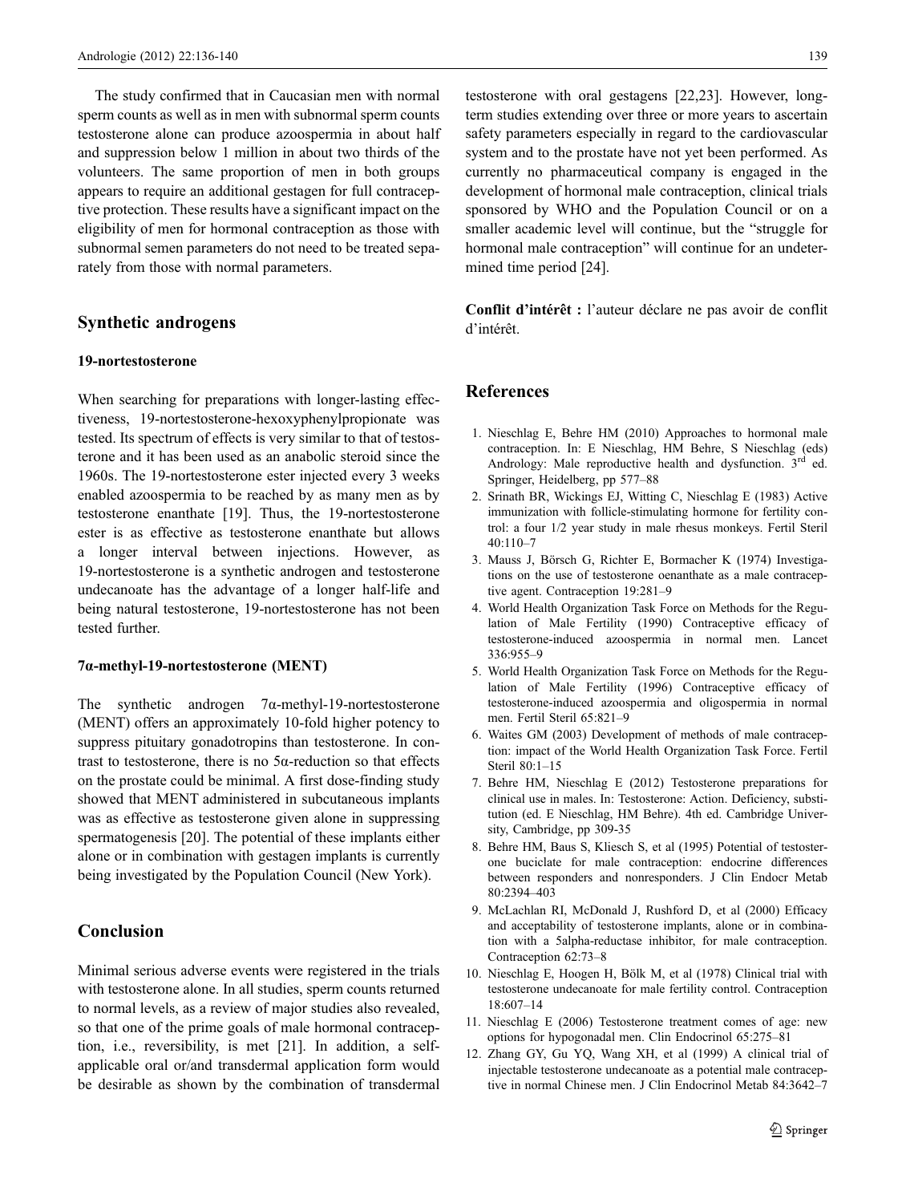The study confirmed that in Caucasian men with normal sperm counts as well as in men with subnormal sperm counts testosterone alone can produce azoospermia in about half and suppression below 1 million in about two thirds of the volunteers. The same proportion of men in both groups appears to require an additional gestagen for full contraceptive protection. These results have a significant impact on the eligibility of men for hormonal contraception as those with subnormal semen parameters do not need to be treated separately from those with normal parameters.

## Synthetic androgens

### 19-nortestosterone

When searching for preparations with longer-lasting effectiveness, 19-nortestosterone-hexoxyphenylpropionate was tested. Its spectrum of effects is very similar to that of testosterone and it has been used as an anabolic steroid since the 1960s. The 19-nortestosterone ester injected every 3 weeks enabled azoospermia to be reached by as many men as by testosterone enanthate [19]. Thus, the 19-nortestosterone ester is as effective as testosterone enanthate but allows a longer interval between injections. However, as 19-nortestosterone is a synthetic androgen and testosterone undecanoate has the advantage of a longer half-life and being natural testosterone, 19-nortestosterone has not been tested further.

### 7α-methyl-19-nortestosterone (MENT)

The synthetic androgen 7α-methyl-19-nortestosterone (MENT) offers an approximately 10-fold higher potency to suppress pituitary gonadotropins than testosterone. In contrast to testosterone, there is no 5α-reduction so that effects on the prostate could be minimal. A first dose-finding study showed that MENT administered in subcutaneous implants was as effective as testosterone given alone in suppressing spermatogenesis [20]. The potential of these implants either alone or in combination with gestagen implants is currently being investigated by the Population Council (New York).

## Conclusion

Minimal serious adverse events were registered in the trials with testosterone alone. In all studies, sperm counts returned to normal levels, as a review of major studies also revealed, so that one of the prime goals of male hormonal contraception, i.e., reversibility, is met [21]. In addition, a self-applicable oral or/and transdermal application form would be desirable as shown by the combination of transdermal testosterone with oral gestagens [22,23]. However, long-term studies extending over three or more years to ascertain safety parameters especially in regard to the cardiovascular system and to the prostate have not yet been performed. As currently no pharmaceutical company is engaged in the development of hormonal male contraception, clinical trials sponsored by WHO and the Population Council or on a smaller academic level will continue, but the "struggle for hormonal male contraception" will continue for an undetermined time period [24].

**Conflit d'intérêt :** l'auteur déclare ne pas avoir de conflit d'intérêt.

## References

1. Nieschlag E, Behre HM (2010) Approaches to hormonal male contraception. In: E Nieschlag, HM Behre, S Nieschlag (eds) Andrology: Male reproductive health and dysfunction. 3rd ed. Springer, Heidelberg, pp 577–88
2. Srinath BR, Wickings EJ, Witting C, Nieschlag E (1983) Active immunization with follicle-stimulating hormone for fertility control: a four 1/2 year study in male rhesus monkeys. Fertil Steril 40:110–7
3. Mauss J, Börsch G, Richter E, Bormacher K (1974) Investigations on the use of testosterone oenanthate as a male contraceptive agent. Contraception 19:281–9
4. World Health Organization Task Force on Methods for the Regulation of Male Fertility (1990) Contraceptive efficacy of testosterone-induced azoospermia in normal men. Lancet 336:955–9
5. World Health Organization Task Force on Methods for the Regulation of Male Fertility (1996) Contraceptive efficacy of testosterone-induced azoospermia and oligospermia in normal men. Fertil Steril 65:821–9
6. Waites GM (2003) Development of methods of male contraception: impact of the World Health Organization Task Force. Fertil Steril 80:1–15
7. Behre HM, Nieschlag E (2012) Testosterone preparations for clinical use in males. In: Testosterone: Action. Deficiency, substitution (ed. E Nieschlag, HM Behre). 4th ed. Cambridge University, Cambridge, pp 309-35
8. Behre HM, Baus S, Kliesch S, et al (1995) Potential of testosterone buciclate for male contraception: endocrine differences between responders and nonresponders. J Clin Endocr Metab 80:2394–403
9. McLachlan RI, McDonald J, Rushford D, et al (2000) Efficacy and acceptability of testosterone implants, alone or in combination with a 5alpha-reductase inhibitor, for male contraception. Contraception 62:73–8
10. Nieschlag E, Hoogen H, Bölk M, et al (1978) Clinical trial with testosterone undecanoate for male fertility control. Contraception 18:607–14
11. Nieschlag E (2006) Testosterone treatment comes of age: new options for hypogonadal men. Clin Endocrinol 65:275–81
12. Zhang GY, Gu YQ, Wang XH, et al (1999) A clinical trial of injectable testosterone undecanoate as a potential male contraceptive in normal Chinese men. J Clin Endocrinol Metab 84:3642–7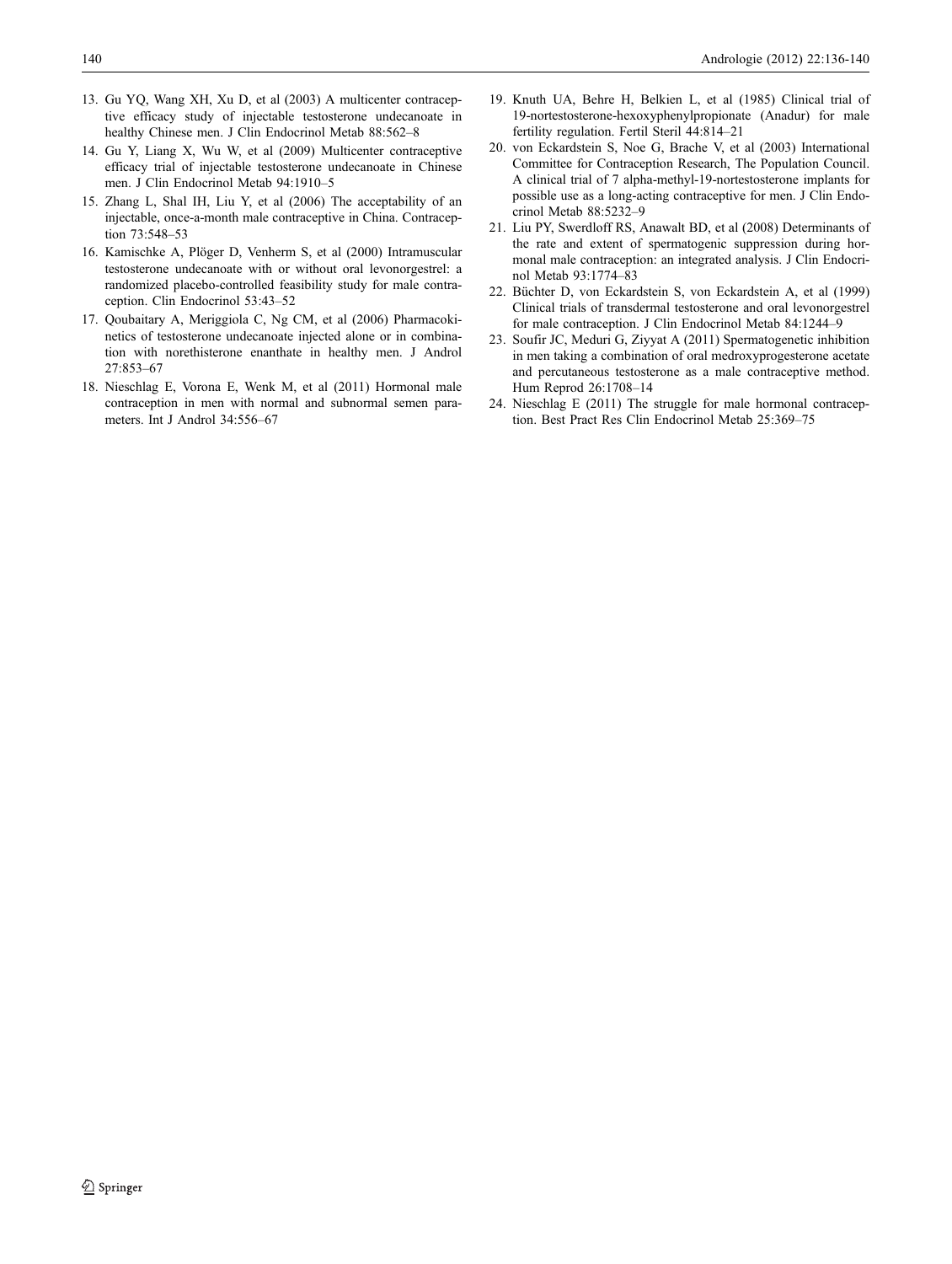13. Gu YQ, Wang XH, Xu D, et al (2003) A multicenter contraceptive efficacy study of injectable testosterone undecanoate in healthy Chinese men. J Clin Endocrinol Metab 88:562–8
14. Gu Y, Liang X, Wu W, et al (2009) Multicenter contraceptive efficacy trial of injectable testosterone undecanoate in Chinese men. J Clin Endocrinol Metab 94:1910–5
15. Zhang L, Shal IH, Liu Y, et al (2006) The acceptability of an injectable, once-a-month male contraceptive in China. Contraception 73:548–53
16. Kamischke A, Plöger D, Venherm S, et al (2000) Intramuscular testosterone undecanoate with or without oral levonorgestrel: a randomized placebo-controlled feasibility study for male contraception. Clin Endocrinol 53:43–52
17. Qoubaitary A, Meriggiola C, Ng CM, et al (2006) Pharmacokinetics of testosterone undecanoate injected alone or in combination with norethisterone enanthate in healthy men. J Androl 27:853–67
18. Nieschlag E, Vorona E, Wenk M, et al (2011) Hormonal male contraception in men with normal and subnormal semen parameters. Int J Androl 34:556–67
19. Knuth UA, Behre H, Belkien L, et al (1985) Clinical trial of 19-nortestosterone-hexoxyphenylpropionate (Anadur) for male fertility regulation. Fertil Steril 44:814–21
20. von Eckardstein S, Noe G, Brache V, et al (2003) International Committee for Contraception Research, The Population Council. A clinical trial of 7 alpha-methyl-19-nortestosterone implants for possible use as a long-acting contraceptive for men. J Clin Endocrinol Metab 88:5232–9
21. Liu PY, Swerdloff RS, Anawalt BD, et al (2008) Determinants of the rate and extent of spermatogenic suppression during hormonal male contraception: an integrated analysis. J Clin Endocrinol Metab 93:1774–83
22. Büchter D, von Eckardstein S, von Eckardstein A, et al (1999) Clinical trials of transdermal testosterone and oral levonorgestrel for male contraception. J Clin Endocrinol Metab 84:1244–9
23. Soufir JC, Meduri G, Ziyyat A (2011) Spermatogenetic inhibition in men taking a combination of oral medroxyprogesterone acetate and percutaneous testosterone as a male contraceptive method. Hum Reprod 26:1708–14
24. Nieschlag E (2011) The struggle for male hormonal contraception. Best Pract Res Clin Endocrinol Metab 25:369–75